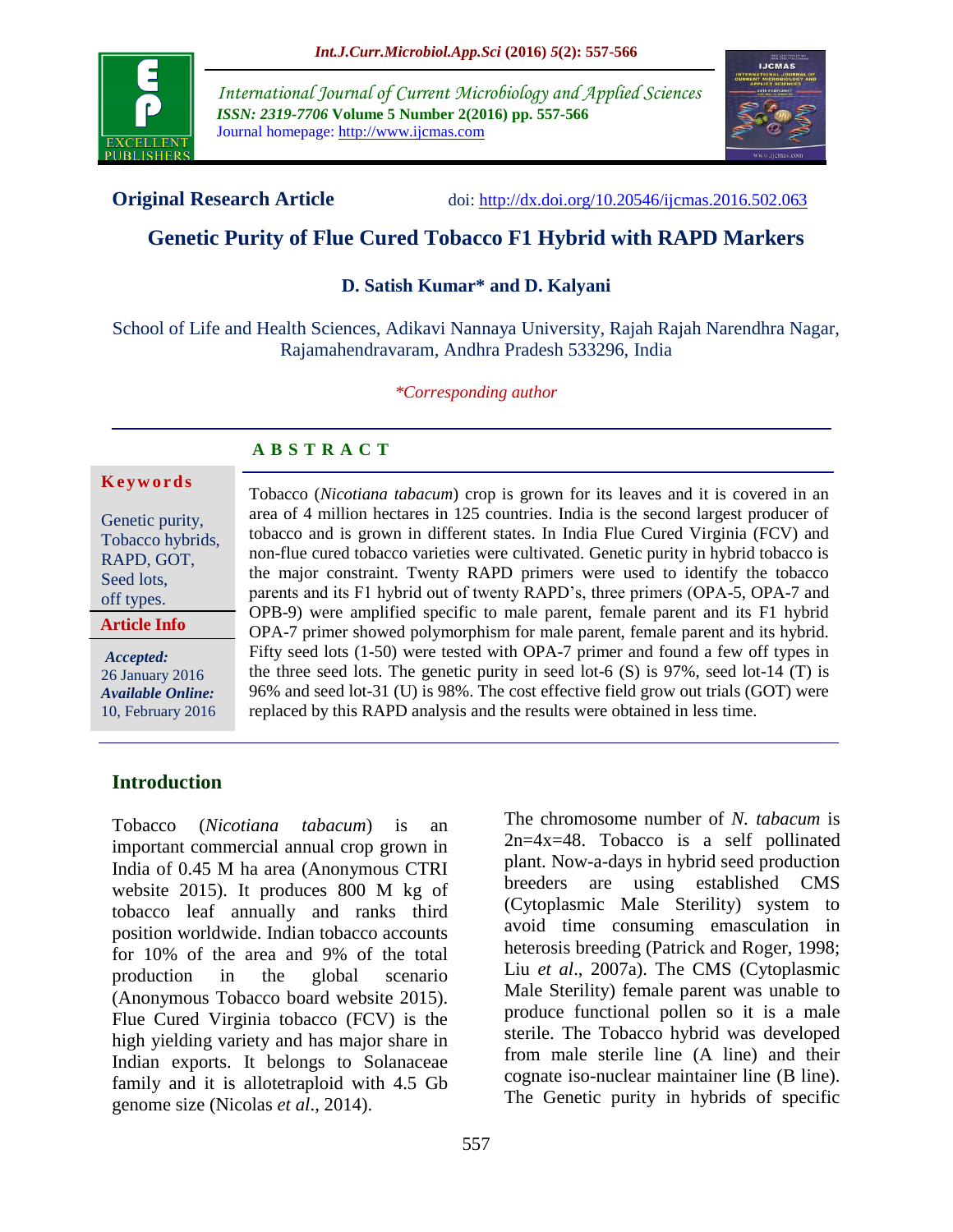International Journal of Current Microbiology and Applied Sciences
*ISSN: 2319-7706* **Volume 5 Number 2(2016) pp. 557-566**
Journal homepage: http://www.ijcmas.com

**Original Research Article** doi: http://dx.doi.org/10.20546/ijcmas.2016.502.063

# Genetic Purity of Flue Cured Tobacco F1 Hybrid with RAPD Markers

**D. Satish Kumar\* and D. Kalyani**

School of Life and Health Sciences, Adikavi Nannaya University, Rajah Rajah Narendhra Nagar, Rajamahendravaram, Andhra Pradesh 533296, India

*\*Corresponding author*

**Keywords**

Genetic purity, Tobacco hybrids, RAPD, GOT, Seed lots, off types.

**Article Info**

*Accepted:* 26 January 2016
*Available Online:* 10, February 2016

## ABSTRACT

Tobacco (*Nicotiana tabacum*) crop is grown for its leaves and it is covered in an area of 4 million hectares in 125 countries. India is the second largest producer of tobacco and is grown in different states. In India Flue Cured Virginia (FCV) and non-flue cured tobacco varieties were cultivated. Genetic purity in hybrid tobacco is the major constraint. Twenty RAPD primers were used to identify the tobacco parents and its F1 hybrid out of twenty RAPD's, three primers (OPA-5, OPA-7 and OPB-9) were amplified specific to male parent, female parent and its F1 hybrid OPA-7 primer showed polymorphism for male parent, female parent and its hybrid. Fifty seed lots (1-50) were tested with OPA-7 primer and found a few off types in the three seed lots. The genetic purity in seed lot-6 (S) is 97%, seed lot-14 (T) is 96% and seed lot-31 (U) is 98%. The cost effective field grow out trials (GOT) were replaced by this RAPD analysis and the results were obtained in less time.

## Introduction

Tobacco (*Nicotiana tabacum*) is an important commercial annual crop grown in India of 0.45 M ha area (Anonymous CTRI website 2015). It produces 800 M kg of tobacco leaf annually and ranks third position worldwide. Indian tobacco accounts for 10% of the area and 9% of the total production in the global scenario (Anonymous Tobacco board website 2015). Flue Cured Virginia tobacco (FCV) is the high yielding variety and has major share in Indian exports. It belongs to Solanaceae family and it is allotetraploid with 4.5 Gb genome size (Nicolas *et al*., 2014).

The chromosome number of *N. tabacum* is 2n=4x=48. Tobacco is a self pollinated plant. Now-a-days in hybrid seed production breeders are using established CMS (Cytoplasmic Male Sterility) system to avoid time consuming emasculation in heterosis breeding (Patrick and Roger, 1998; Liu *et al*., 2007a). The CMS (Cytoplasmic Male Sterility) female parent was unable to produce functional pollen so it is a male sterile. The Tobacco hybrid was developed from male sterile line (A line) and their cognate iso-nuclear maintainer line (B line). The Genetic purity in hybrids of specific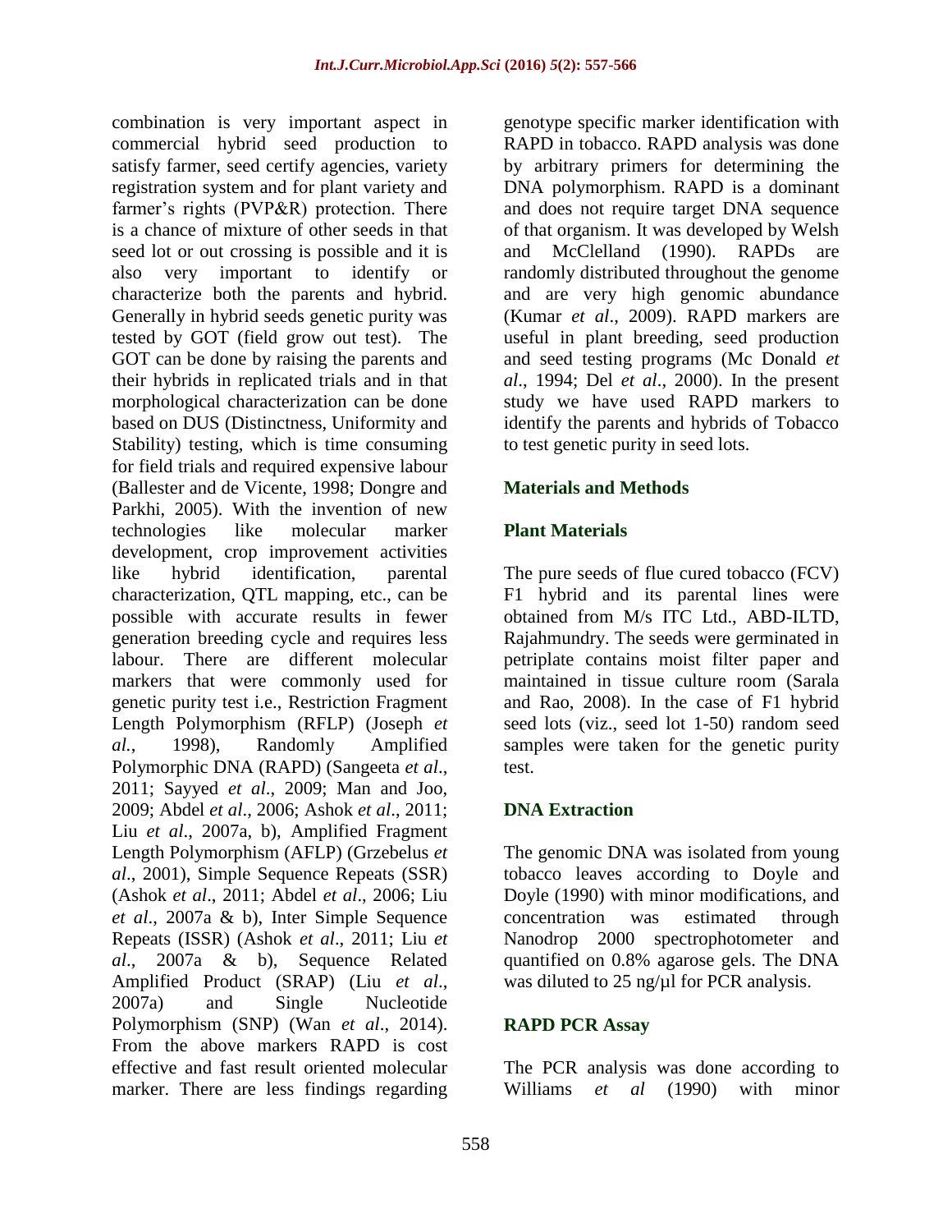combination is very important aspect in commercial hybrid seed production to satisfy farmer, seed certify agencies, variety registration system and for plant variety and farmer's rights (PVP&R) protection. There is a chance of mixture of other seeds in that seed lot or out crossing is possible and it is also very important to identify or characterize both the parents and hybrid. Generally in hybrid seeds genetic purity was tested by GOT (field grow out test). The GOT can be done by raising the parents and their hybrids in replicated trials and in that morphological characterization can be done based on DUS (Distinctness, Uniformity and Stability) testing, which is time consuming for field trials and required expensive labour (Ballester and de Vicente, 1998; Dongre and Parkhi, 2005). With the invention of new technologies like molecular marker development, crop improvement activities like hybrid identification, parental characterization, QTL mapping, etc., can be possible with accurate results in fewer generation breeding cycle and requires less labour. There are different molecular markers that were commonly used for genetic purity test i.e., Restriction Fragment Length Polymorphism (RFLP) (Joseph *et al.*, 1998), Randomly Amplified Polymorphic DNA (RAPD) (Sangeeta *et al*., 2011; Sayyed *et al*., 2009; Man and Joo, 2009; Abdel *et al*., 2006; Ashok *et al*., 2011; Liu *et al*., 2007a, b), Amplified Fragment Length Polymorphism (AFLP) (Grzebelus *et al*., 2001), Simple Sequence Repeats (SSR) (Ashok *et al*., 2011; Abdel *et al*., 2006; Liu *et al*., 2007a & b), Inter Simple Sequence Repeats (ISSR) (Ashok *et al*., 2011; Liu *et al*., 2007a & b), Sequence Related Amplified Product (SRAP) (Liu *et al*., 2007a) and Single Nucleotide Polymorphism (SNP) (Wan *et al*., 2014). From the above markers RAPD is cost effective and fast result oriented molecular marker. There are less findings regarding genotype specific marker identification with RAPD in tobacco. RAPD analysis was done by arbitrary primers for determining the DNA polymorphism. RAPD is a dominant and does not require target DNA sequence of that organism. It was developed by Welsh and McClelland (1990). RAPDs are randomly distributed throughout the genome and are very high genomic abundance (Kumar *et al*., 2009). RAPD markers are useful in plant breeding, seed production and seed testing programs (Mc Donald *et al*., 1994; Del *et al*., 2000). In the present study we have used RAPD markers to identify the parents and hybrids of Tobacco to test genetic purity in seed lots.

## Materials and Methods

### Plant Materials

The pure seeds of flue cured tobacco (FCV) F1 hybrid and its parental lines were obtained from M/s ITC Ltd., ABD-ILTD, Rajahmundry. The seeds were germinated in petriplate contains moist filter paper and maintained in tissue culture room (Sarala and Rao, 2008). In the case of F1 hybrid seed lots (viz., seed lot 1-50) random seed samples were taken for the genetic purity test.

### DNA Extraction

The genomic DNA was isolated from young tobacco leaves according to Doyle and Doyle (1990) with minor modifications, and concentration was estimated through Nanodrop 2000 spectrophotometer and quantified on 0.8% agarose gels. The DNA was diluted to 25 ng/µl for PCR analysis.

### RAPD PCR Assay

The PCR analysis was done according to Williams *et al* (1990) with minor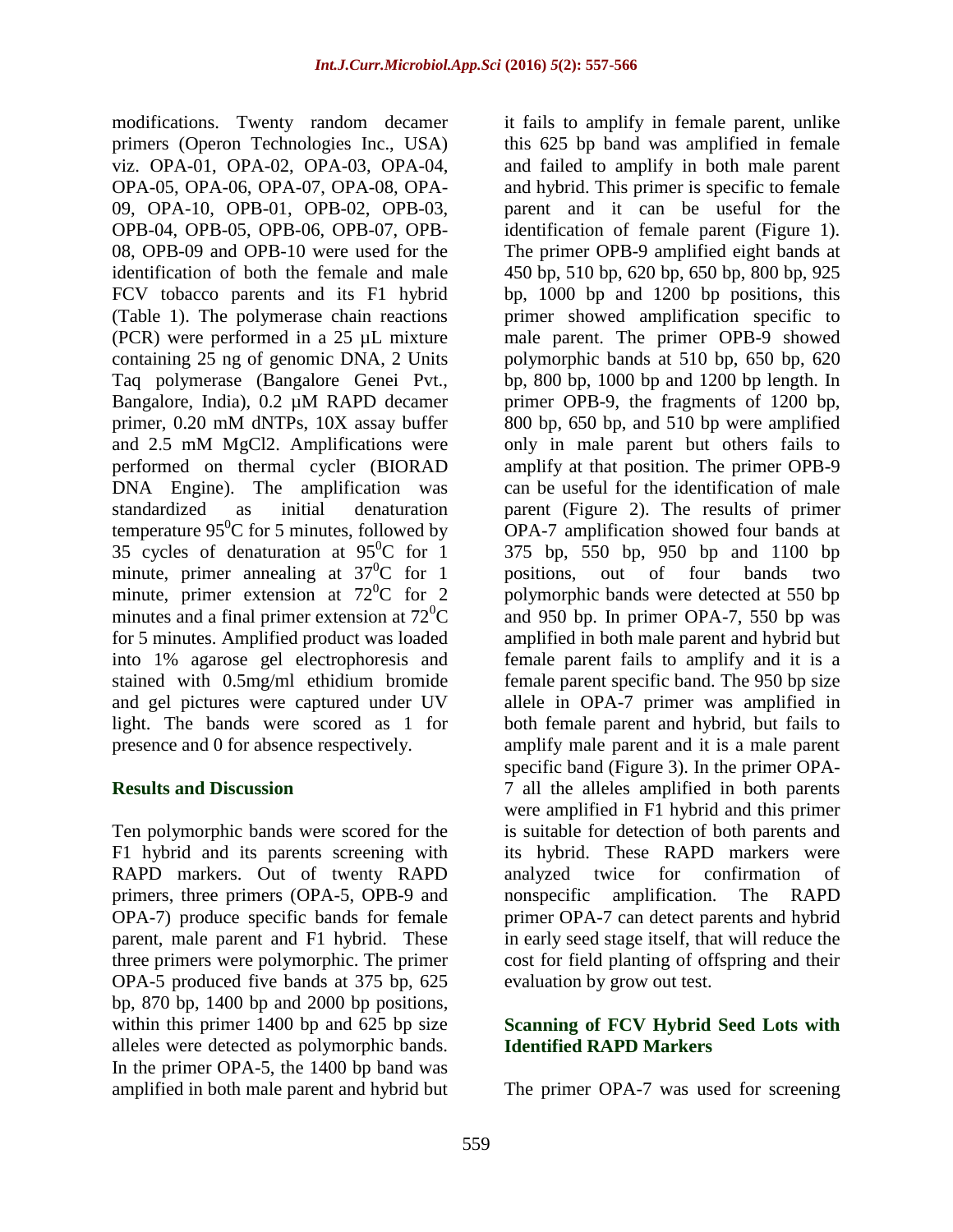modifications. Twenty random decamer primers (Operon Technologies Inc., USA) viz. OPA-01, OPA-02, OPA-03, OPA-04, OPA-05, OPA-06, OPA-07, OPA-08, OPA-09, OPA-10, OPB-01, OPB-02, OPB-03, OPB-04, OPB-05, OPB-06, OPB-07, OPB-08, OPB-09 and OPB-10 were used for the identification of both the female and male FCV tobacco parents and its F1 hybrid (Table 1). The polymerase chain reactions (PCR) were performed in a 25 µL mixture containing 25 ng of genomic DNA, 2 Units Taq polymerase (Bangalore Genei Pvt., Bangalore, India), 0.2 µM RAPD decamer primer, 0.20 mM dNTPs, 10X assay buffer and 2.5 mM MgCl2. Amplifications were performed on thermal cycler (BIORAD DNA Engine). The amplification was standardized as initial denaturation temperature $95^0$C for 5 minutes, followed by 35 cycles of denaturation at $95^0$C for 1 minute, primer annealing at $37^0$C for 1 minute, primer extension at $72^0$C for 2 minutes and a final primer extension at $72^0$C for 5 minutes. Amplified product was loaded into 1% agarose gel electrophoresis and stained with 0.5mg/ml ethidium bromide and gel pictures were captured under UV light. The bands were scored as 1 for presence and 0 for absence respectively.

## Results and Discussion

Ten polymorphic bands were scored for the F1 hybrid and its parents screening with RAPD markers. Out of twenty RAPD primers, three primers (OPA-5, OPB-9 and OPA-7) produce specific bands for female parent, male parent and F1 hybrid. These three primers were polymorphic. The primer OPA-5 produced five bands at 375 bp, 625 bp, 870 bp, 1400 bp and 2000 bp positions, within this primer 1400 bp and 625 bp size alleles were detected as polymorphic bands. In the primer OPA-5, the 1400 bp band was amplified in both male parent and hybrid but it fails to amplify in female parent, unlike this 625 bp band was amplified in female and failed to amplify in both male parent and hybrid. This primer is specific to female parent and it can be useful for the identification of female parent (Figure 1). The primer OPB-9 amplified eight bands at 450 bp, 510 bp, 620 bp, 650 bp, 800 bp, 925 bp, 1000 bp and 1200 bp positions, this primer showed amplification specific to male parent. The primer OPB-9 showed polymorphic bands at 510 bp, 650 bp, 620 bp, 800 bp, 1000 bp and 1200 bp length. In primer OPB-9, the fragments of 1200 bp, 800 bp, 650 bp, and 510 bp were amplified only in male parent but others fails to amplify at that position. The primer OPB-9 can be useful for the identification of male parent (Figure 2). The results of primer OPA-7 amplification showed four bands at 375 bp, 550 bp, 950 bp and 1100 bp positions, out of four bands two polymorphic bands were detected at 550 bp and 950 bp. In primer OPA-7, 550 bp was amplified in both male parent and hybrid but female parent fails to amplify and it is a female parent specific band. The 950 bp size allele in OPA-7 primer was amplified in both female parent and hybrid, but fails to amplify male parent and it is a male parent specific band (Figure 3). In the primer OPA-7 all the alleles amplified in both parents were amplified in F1 hybrid and this primer is suitable for detection of both parents and its hybrid. These RAPD markers were analyzed twice for confirmation of nonspecific amplification. The RAPD primer OPA-7 can detect parents and hybrid in early seed stage itself, that will reduce the cost for field planting of offspring and their evaluation by grow out test.

## Scanning of FCV Hybrid Seed Lots with Identified RAPD Markers

The primer OPA-7 was used for screening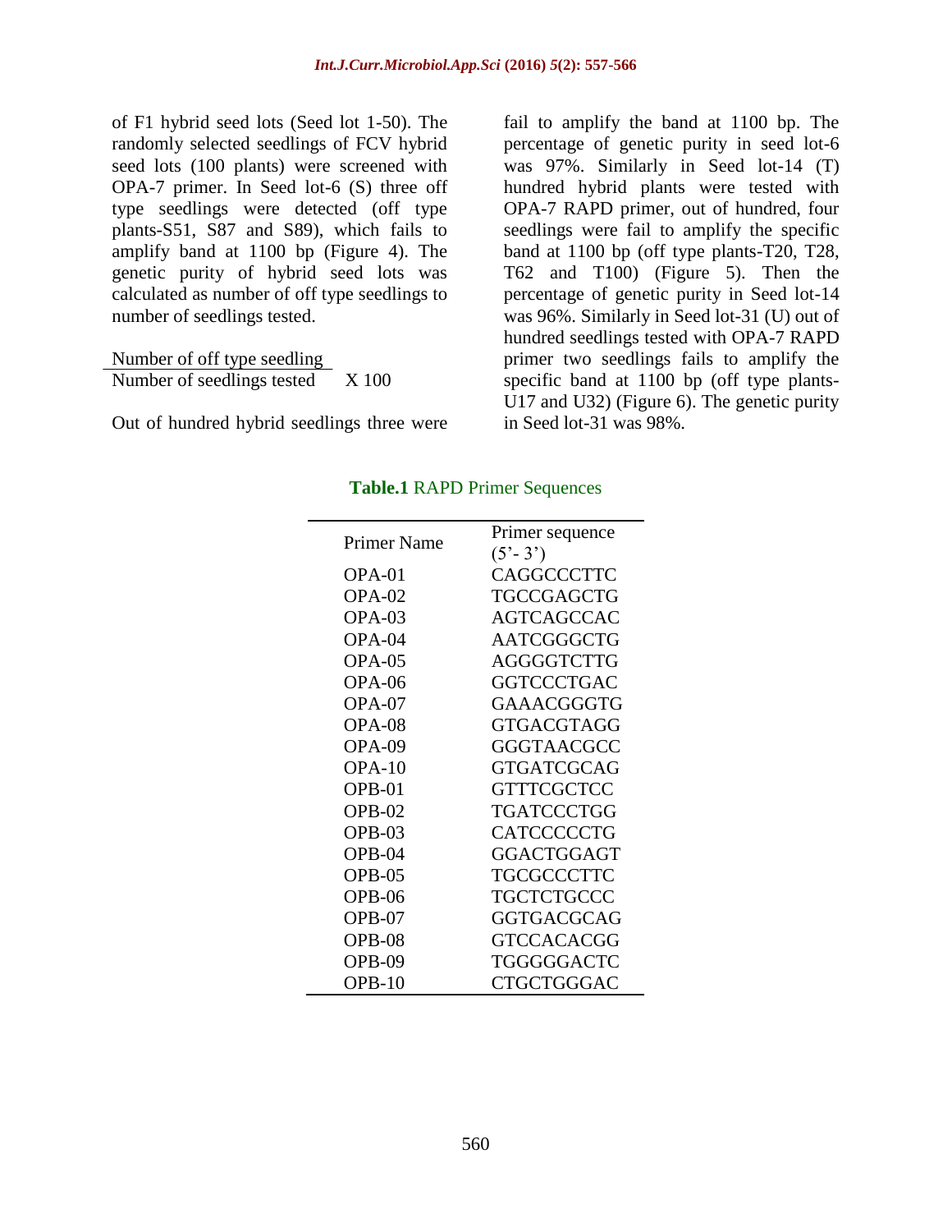of F1 hybrid seed lots (Seed lot 1-50). The randomly selected seedlings of FCV hybrid seed lots (100 plants) were screened with OPA-7 primer. In Seed lot-6 (S) three off type seedlings were detected (off type plants-S51, S87 and S89), which fails to amplify band at 1100 bp (Figure 4). The genetic purity of hybrid seed lots was calculated as number of off type seedlings to number of seedlings tested.

$$\frac{\text{Number of off type seedling}}{\text{Number of seedlings tested}} \times 100$$

Out of hundred hybrid seedlings three were fail to amplify the band at 1100 bp. The percentage of genetic purity in seed lot-6 was 97%. Similarly in Seed lot-14 (T) hundred hybrid plants were tested with OPA-7 RAPD primer, out of hundred, four seedlings were fail to amplify the specific band at 1100 bp (off type plants-T20, T28, T62 and T100) (Figure 5). Then the percentage of genetic purity in Seed lot-14 was 96%. Similarly in Seed lot-31 (U) out of hundred seedlings tested with OPA-7 RAPD primer two seedlings fails to amplify the specific band at 1100 bp (off type plants-U17 and U32) (Figure 6). The genetic purity in Seed lot-31 was 98%.

**Table.1** RAPD Primer Sequences

| Primer Name | Primer sequence (5'- 3') |
|---|---|
| OPA-01 | CAGGCCCTTC |
| OPA-02 | TGCCGAGCTG |
| OPA-03 | AGTCAGCCAC |
| OPA-04 | AATCGGGCTG |
| OPA-05 | AGGGGTCTTG |
| OPA-06 | GGTCCCTGAC |
| OPA-07 | GAAACGGGTG |
| OPA-08 | GTGACGTAGG |
| OPA-09 | GGGTAACGCC |
| OPA-10 | GTGATCGCAG |
| OPB-01 | GTTTCGCTCC |
| OPB-02 | TGATCCCTGG |
| OPB-03 | CATCCCCCTG |
| OPB-04 | GGACTGGAGT |
| OPB-05 | TGCGCCCTTC |
| OPB-06 | TGCTCTGCCC |
| OPB-07 | GGTGACGCAG |
| OPB-08 | GTCCACACGG |
| OPB-09 | TGGGGGACTC |
| OPB-10 | CTGCTGGGAC |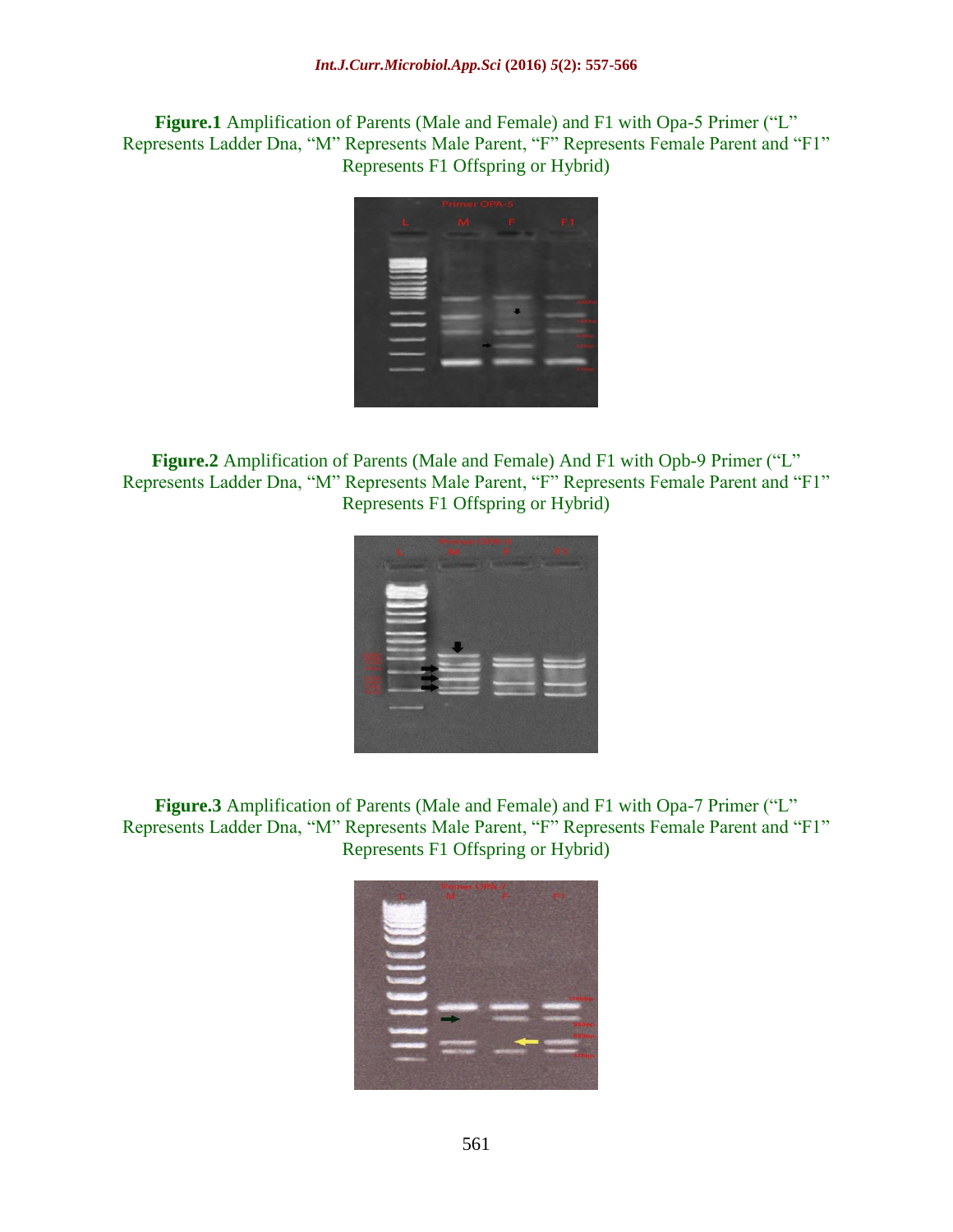**Figure.1** Amplification of Parents (Male and Female) and F1 with Opa-5 Primer ("L" Represents Ladder Dna, "M" Represents Male Parent, "F" Represents Female Parent and "F1" Represents F1 Offspring or Hybrid)

**Figure.2** Amplification of Parents (Male and Female) And F1 with Opb-9 Primer ("L" Represents Ladder Dna, "M" Represents Male Parent, "F" Represents Female Parent and "F1" Represents F1 Offspring or Hybrid)

**Figure.3** Amplification of Parents (Male and Female) and F1 with Opa-7 Primer ("L" Represents Ladder Dna, "M" Represents Male Parent, "F" Represents Female Parent and "F1" Represents F1 Offspring or Hybrid)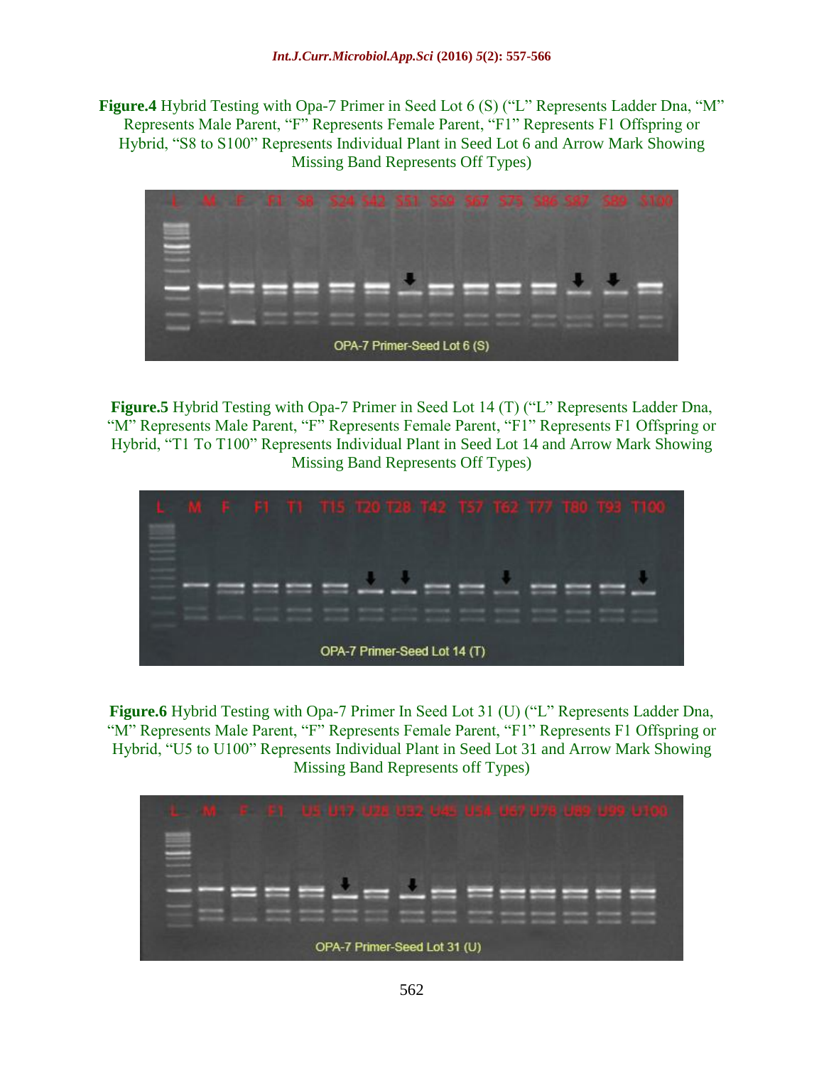**Figure.4** Hybrid Testing with Opa-7 Primer in Seed Lot 6 (S) ("L" Represents Ladder Dna, "M" Represents Male Parent, "F" Represents Female Parent, "F1" Represents F1 Offspring or Hybrid, "S8 to S100" Represents Individual Plant in Seed Lot 6 and Arrow Mark Showing Missing Band Represents Off Types)

L M F F1 S8 S24 S42 S51 S59 S67 S75 S86 S87 S89 S100

OPA-7 Primer-Seed Lot 6 (S)

**Figure.5** Hybrid Testing with Opa-7 Primer in Seed Lot 14 (T) ("L" Represents Ladder Dna, "M" Represents Male Parent, "F" Represents Female Parent, "F1" Represents F1 Offspring or Hybrid, "T1 To T100" Represents Individual Plant in Seed Lot 14 and Arrow Mark Showing Missing Band Represents Off Types)

L M F F1 T1 T15 T20 T28 T42 T57 T62 T77 T80 T93 T100

OPA-7 Primer-Seed Lot 14 (T)

**Figure.6** Hybrid Testing with Opa-7 Primer In Seed Lot 31 (U) ("L" Represents Ladder Dna, "M" Represents Male Parent, "F" Represents Female Parent, "F1" Represents F1 Offspring or Hybrid, "U5 to U100" Represents Individual Plant in Seed Lot 31 and Arrow Mark Showing Missing Band Represents off Types)

L M F F1 U5 U17 U28 U32 U45 U54 U67 U78 U89 U99 U100

OPA-7 Primer-Seed Lot 31 (U)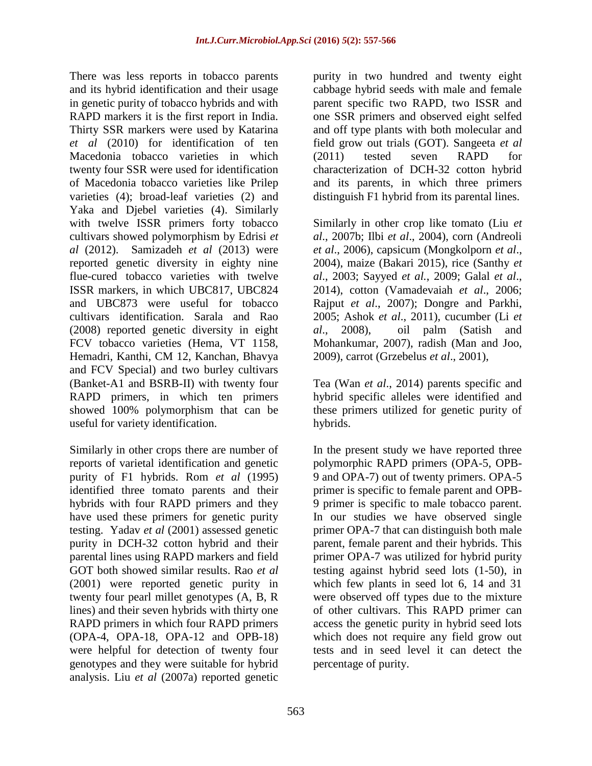There was less reports in tobacco parents and its hybrid identification and their usage in genetic purity of tobacco hybrids and with RAPD markers it is the first report in India. Thirty SSR markers were used by Katarina *et al* (2010) for identification of ten Macedonia tobacco varieties in which twenty four SSR were used for identification of Macedonia tobacco varieties like Prilep varieties (4); broad-leaf varieties (2) and Yaka and Djebel varieties (4). Similarly with twelve ISSR primers forty tobacco cultivars showed polymorphism by Edrisi *et al* (2012). Samizadeh *et al* (2013) were reported genetic diversity in eighty nine flue-cured tobacco varieties with twelve ISSR markers, in which UBC817, UBC824 and UBC873 were useful for tobacco cultivars identification. Sarala and Rao (2008) reported genetic diversity in eight FCV tobacco varieties (Hema, VT 1158, Hemadri, Kanthi, CM 12, Kanchan, Bhavya and FCV Special) and two burley cultivars (Banket-A1 and BSRB-II) with twenty four RAPD primers, in which ten primers showed 100% polymorphism that can be useful for variety identification.

Similarly in other crops there are number of reports of varietal identification and genetic purity of F1 hybrids. Rom *et al* (1995) identified three tomato parents and their hybrids with four RAPD primers and they have used these primers for genetic purity testing. Yadav *et al* (2001) assessed genetic purity in DCH-32 cotton hybrid and their parental lines using RAPD markers and field GOT both showed similar results. Rao *et al* (2001) were reported genetic purity in twenty four pearl millet genotypes (A, B, R lines) and their seven hybrids with thirty one RAPD primers in which four RAPD primers (OPA-4, OPA-18, OPA-12 and OPB-18) were helpful for detection of twenty four genotypes and they were suitable for hybrid analysis. Liu *et al* (2007a) reported genetic purity in two hundred and twenty eight cabbage hybrid seeds with male and female parent specific two RAPD, two ISSR and one SSR primers and observed eight selfed and off type plants with both molecular and field grow out trials (GOT). Sangeeta *et al* (2011) tested seven RAPD for characterization of DCH-32 cotton hybrid and its parents, in which three primers distinguish F1 hybrid from its parental lines.

Similarly in other crop like tomato (Liu *et al*., 2007b; Ilbi *et al*., 2004), corn (Andreoli *et al*., 2006), capsicum (Mongkolporn *et al*., 2004), maize (Bakari 2015), rice (Santhy *et al*., 2003; Sayyed *et al.*, 2009; Galal *et al*., 2014), cotton (Vamadevaiah *et al*., 2006; Rajput *et al*., 2007); Dongre and Parkhi, 2005; Ashok *et al*., 2011), cucumber (Li *et al*., 2008), oil palm (Satish and Mohankumar, 2007), radish (Man and Joo, 2009), carrot (Grzebelus *et al*., 2001),

Tea (Wan *et al*., 2014) parents specific and hybrid specific alleles were identified and these primers utilized for genetic purity of hybrids.

In the present study we have reported three polymorphic RAPD primers (OPA-5, OPB-9 and OPA-7) out of twenty primers. OPA-5 primer is specific to female parent and OPB-9 primer is specific to male tobacco parent. In our studies we have observed single primer OPA-7 that can distinguish both male parent, female parent and their hybrids. This primer OPA-7 was utilized for hybrid purity testing against hybrid seed lots (1-50), in which few plants in seed lot 6, 14 and 31 were observed off types due to the mixture of other cultivars. This RAPD primer can access the genetic purity in hybrid seed lots which does not require any field grow out tests and in seed level it can detect the percentage of purity.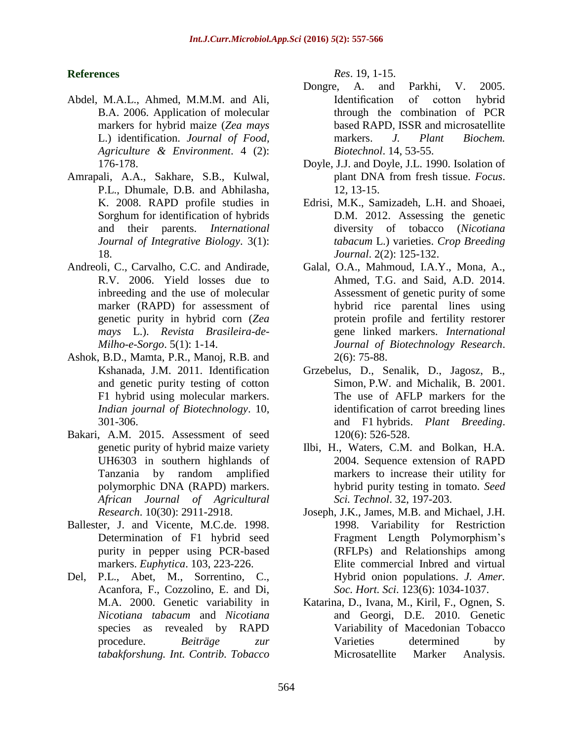## References

Abdel, M.A.L., Ahmed, M.M.M. and Ali, B.A. 2006. Application of molecular markers for hybrid maize (*Zea mays* L.) identification. *Journal of Food, Agriculture & Environment*. 4 (2): 176-178.

Amrapali, A.A., Sakhare, S.B., Kulwal, P.L., Dhumale, D.B. and Abhilasha, K. 2008. RAPD profile studies in Sorghum for identification of hybrids and their parents. *International Journal of Integrative Biology*. 3(1): 18.

Andreoli, C., Carvalho, C.C. and Andirade, R.V. 2006. Yield losses due to inbreeding and the use of molecular marker (RAPD) for assessment of genetic purity in hybrid corn (*Zea mays* L.). *Revista Brasileira-de-Milho-e-Sorgo*. 5(1): 1-14.

Ashok, B.D., Mamta, P.R., Manoj, R.B. and Kshanada, J.M. 2011. Identification and genetic purity testing of cotton F1 hybrid using molecular markers. *Indian journal of Biotechnology*. 10, 301-306.

Bakari, A.M. 2015. Assessment of seed genetic purity of hybrid maize variety UH6303 in southern highlands of Tanzania by random amplified polymorphic DNA (RAPD) markers. *African Journal of Agricultural Research*. 10(30): 2911-2918.

Ballester, J. and Vicente, M.C.de. 1998. Determination of F1 hybrid seed purity in pepper using PCR-based markers. *Euphytica*. 103, 223-226.

Del, P.L., Abet, M., Sorrentino, C., Acanfora, F., Cozzolino, E. and Di, M.A. 2000. Genetic variability in *Nicotiana tabacum* and *Nicotiana* species as revealed by RAPD procedure. *Beiträge zur tabakforshung. Int. Contrib. Tobacco Res*. 19, 1-15.

Dongre, A. and Parkhi, V. 2005. Identification of cotton hybrid through the combination of PCR based RAPD, ISSR and microsatellite markers. *J. Plant Biochem. Biotechnol*. 14, 53-55.

Doyle, J.J. and Doyle, J.L. 1990. Isolation of plant DNA from fresh tissue. *Focus*. 12, 13-15.

Edrisi, M.K., Samizadeh, L.H. and Shoaei, D.M. 2012. Assessing the genetic diversity of tobacco (*Nicotiana tabacum* L.) varieties. *Crop Breeding Journal*. 2(2): 125-132.

Galal, O.A., Mahmoud, I.A.Y., Mona, A., Ahmed, T.G. and Said, A.D. 2014. Assessment of genetic purity of some hybrid rice parental lines using protein profile and fertility restorer gene linked markers. *International Journal of Biotechnology Research*. 2(6): 75-88.

Grzebelus, D., Senalik, D., Jagosz, B., Simon, P.W. and Michalik, B. 2001. The use of AFLP markers for the identification of carrot breeding lines and F1 hybrids. *Plant Breeding*. 120(6): 526-528.

Ilbi, H., Waters, C.M. and Bolkan, H.A. 2004. Sequence extension of RAPD markers to increase their utility for hybrid purity testing in tomato. *Seed Sci. Technol*. 32, 197-203.

Joseph, J.K., James, M.B. and Michael, J.H. 1998. Variability for Restriction Fragment Length Polymorphism's (RFLPs) and Relationships among Elite commercial Inbred and virtual Hybrid onion populations. *J. Amer. Soc. Hort. Sci*. 123(6): 1034-1037.

Katarina, D., Ivana, M., Kiril, F., Ognen, S. and Georgi, D.E. 2010. Genetic Variability of Macedonian Tobacco Varieties determined by Microsatellite Marker Analysis.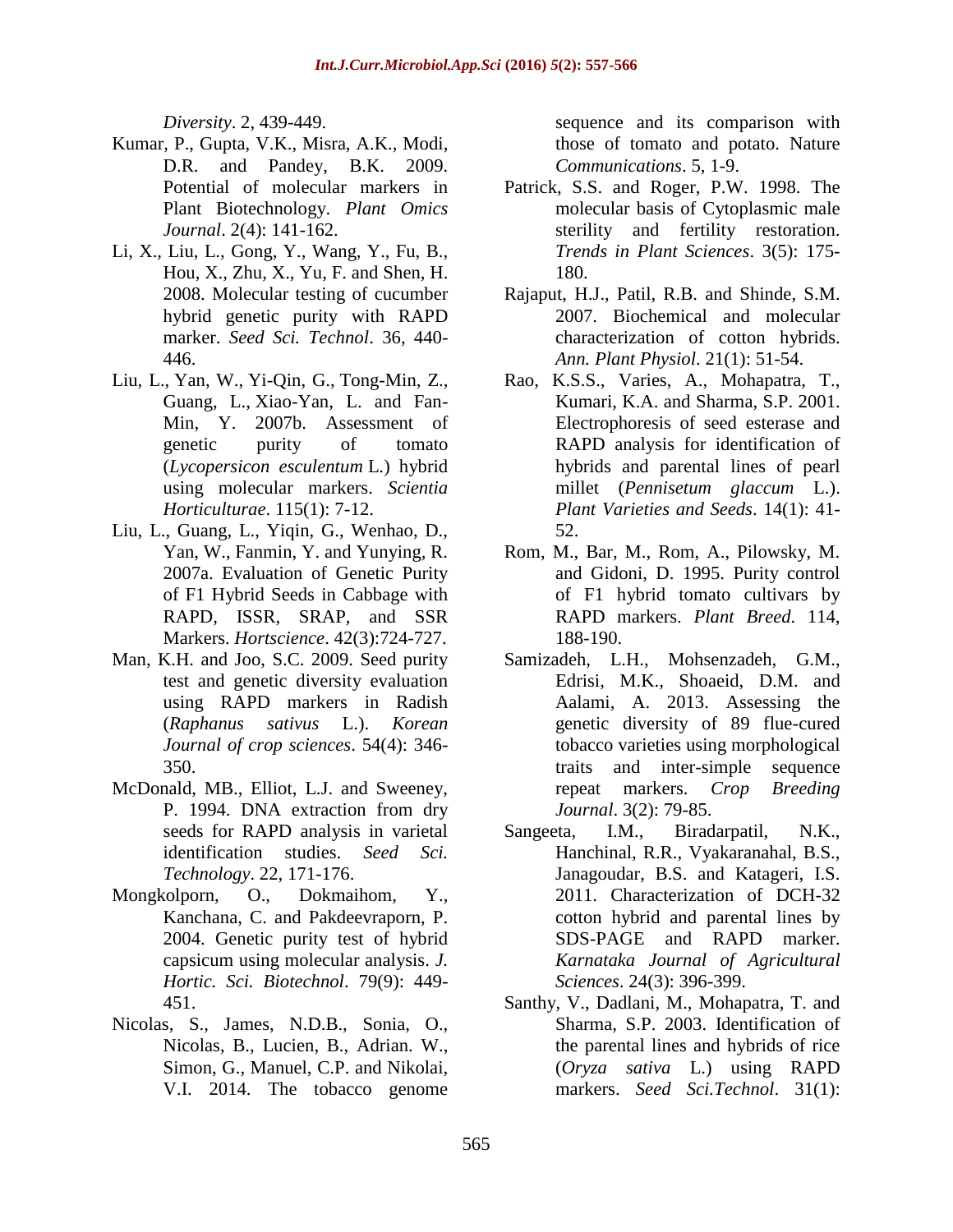*Diversity*. 2, 439-449.

Kumar, P., Gupta, V.K., Misra, A.K., Modi, D.R. and Pandey, B.K. 2009. Potential of molecular markers in Plant Biotechnology. *Plant Omics Journal*. 2(4): 141-162.

Li, X., Liu, L., Gong, Y., Wang, Y., Fu, B., Hou, X., Zhu, X., Yu, F. and Shen, H. 2008. Molecular testing of cucumber hybrid genetic purity with RAPD marker. *Seed Sci. Technol*. 36, 440-446.

Liu, L., Yan, W., Yi-Qin, G., Tong-Min, Z., Guang, L., Xiao-Yan, L. and Fan-Min, Y. 2007b. Assessment of genetic purity of tomato (*Lycopersicon esculentum* L.) hybrid using molecular markers. *Scientia Horticulturae*. 115(1): 7-12.

Liu, L., Guang, L., Yiqin, G., Wenhao, D., Yan, W., Fanmin, Y. and Yunying, R. 2007a. Evaluation of Genetic Purity of F1 Hybrid Seeds in Cabbage with RAPD, ISSR, SRAP, and SSR Markers. *Hortscience*. 42(3):724-727.

Man, K.H. and Joo, S.C. 2009. Seed purity test and genetic diversity evaluation using RAPD markers in Radish (*Raphanus sativus* L.). *Korean Journal of crop sciences*. 54(4): 346-350.

McDonald, MB., Elliot, L.J. and Sweeney, P. 1994. DNA extraction from dry seeds for RAPD analysis in varietal identification studies. *Seed Sci. Technology*. 22, 171-176.

Mongkolporn, O., Dokmaihom, Y., Kanchana, C. and Pakdeevraporn, P. 2004. Genetic purity test of hybrid capsicum using molecular analysis. *J. Hortic. Sci. Biotechnol*. 79(9): 449-451.

Nicolas, S., James, N.D.B., Sonia, O., Nicolas, B., Lucien, B., Adrian. W., Simon, G., Manuel, C.P. and Nikolai, V.I. 2014. The tobacco genome sequence and its comparison with those of tomato and potato. Nature *Communications*. 5, 1-9.

Patrick, S.S. and Roger, P.W. 1998. The molecular basis of Cytoplasmic male sterility and fertility restoration. *Trends in Plant Sciences*. 3(5): 175-180.

Rajaput, H.J., Patil, R.B. and Shinde, S.M. 2007. Biochemical and molecular characterization of cotton hybrids. *Ann. Plant Physiol*. 21(1): 51-54.

Rao, K.S.S., Varies, A., Mohapatra, T., Kumari, K.A. and Sharma, S.P. 2001. Electrophoresis of seed esterase and RAPD analysis for identification of hybrids and parental lines of pearl millet (*Pennisetum glaccum* L.). *Plant Varieties and Seeds*. 14(1): 41-52.

Rom, M., Bar, M., Rom, A., Pilowsky, M. and Gidoni, D. 1995. Purity control of F1 hybrid tomato cultivars by RAPD markers. *Plant Breed*. 114, 188-190.

Samizadeh, L.H., Mohsenzadeh, G.M., Edrisi, M.K., Shoaeid, D.M. and Aalami, A. 2013. Assessing the genetic diversity of 89 flue-cured tobacco varieties using morphological traits and inter-simple sequence repeat markers. *Crop Breeding Journal*. 3(2): 79-85.

Sangeeta, I.M., Biradarpatil, N.K., Hanchinal, R.R., Vyakaranahal, B.S., Janagoudar, B.S. and Katageri, I.S. 2011. Characterization of DCH-32 cotton hybrid and parental lines by SDS-PAGE and RAPD marker. *Karnataka Journal of Agricultural Sciences*. 24(3): 396-399.

Santhy, V., Dadlani, M., Mohapatra, T. and Sharma, S.P. 2003. Identification of the parental lines and hybrids of rice (*Oryza sativa* L.) using RAPD markers. *Seed Sci.Technol*. 31(1):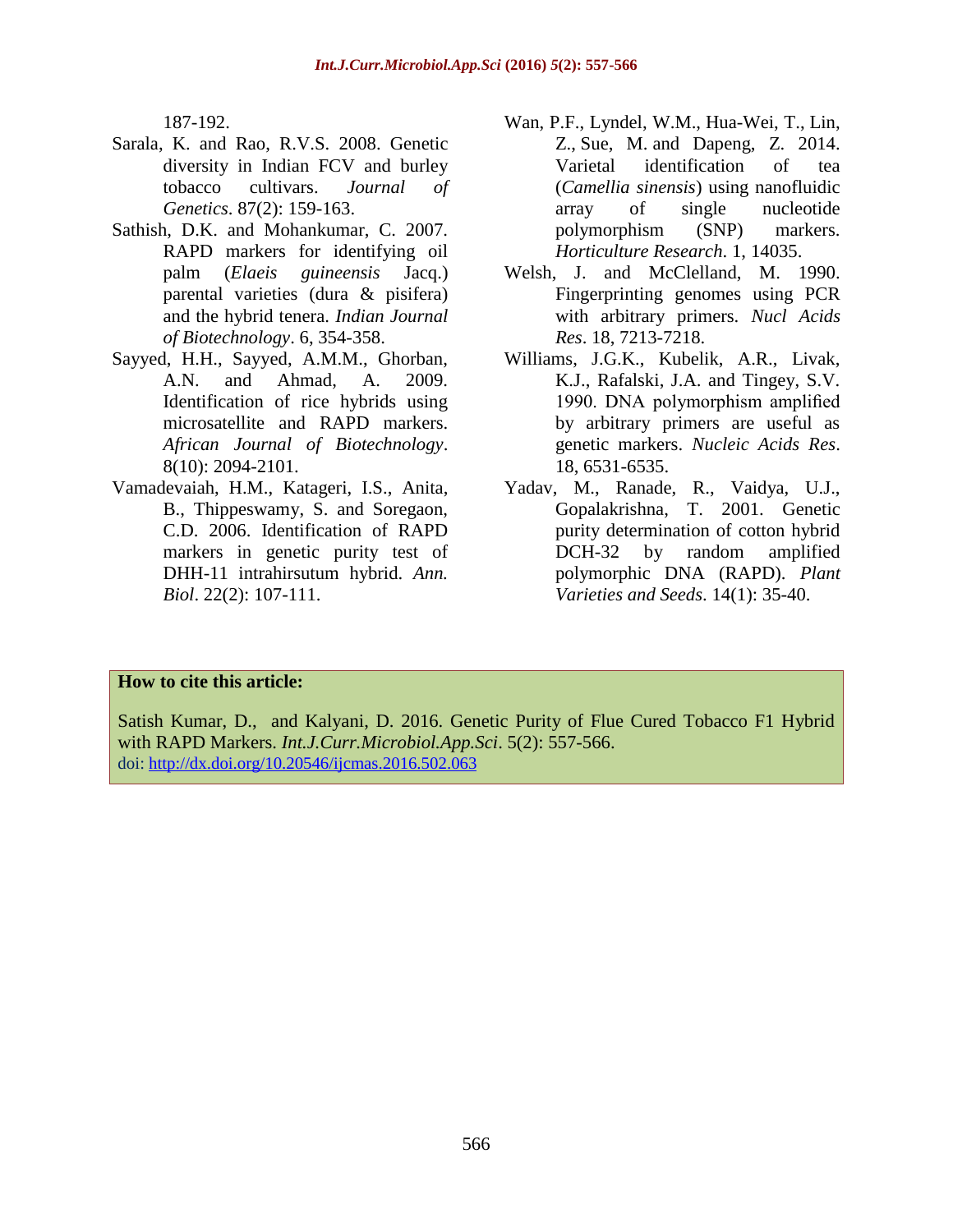187-192.

Sarala, K. and Rao, R.V.S. 2008. Genetic diversity in Indian FCV and burley tobacco cultivars. *Journal of Genetics*. 87(2): 159-163.

Sathish, D.K. and Mohankumar, C. 2007. RAPD markers for identifying oil palm (*Elaeis guineensis* Jacq.) parental varieties (dura & pisifera) and the hybrid tenera. *Indian Journal of Biotechnology*. 6, 354-358.

Sayyed, H.H., Sayyed, A.M.M., Ghorban, A.N. and Ahmad, A. 2009. Identification of rice hybrids using microsatellite and RAPD markers. *African Journal of Biotechnology*. 8(10): 2094-2101.

Vamadevaiah, H.M., Katageri, I.S., Anita, B., Thippeswamy, S. and Soregaon, C.D. 2006. Identification of RAPD markers in genetic purity test of DHH-11 intrahirsutum hybrid. *Ann. Biol*. 22(2): 107-111.

Wan, P.F., Lyndel, W.M., Hua-Wei, T., Lin, Z., Sue, M. and Dapeng, Z. 2014. Varietal identification of tea (*Camellia sinensis*) using nanofluidic array of single nucleotide polymorphism (SNP) markers. *Horticulture Research*. 1, 14035.

Welsh, J. and McClelland, M. 1990. Fingerprinting genomes using PCR with arbitrary primers. *Nucl Acids Res*. 18, 7213-7218.

Williams, J.G.K., Kubelik, A.R., Livak, K.J., Rafalski, J.A. and Tingey, S.V. 1990. DNA polymorphism amplified by arbitrary primers are useful as genetic markers. *Nucleic Acids Res*. 18, 6531-6535.

Yadav, M., Ranade, R., Vaidya, U.J., Gopalakrishna, T. 2001. Genetic purity determination of cotton hybrid DCH-32 by random amplified polymorphic DNA (RAPD). *Plant Varieties and Seeds*. 14(1): 35-40.

**How to cite this article:**

Satish Kumar, D., and Kalyani, D. 2016. Genetic Purity of Flue Cured Tobacco F1 Hybrid with RAPD Markers. *Int.J.Curr.Microbiol.App.Sci*. 5(2): 557-566.
doi: http://dx.doi.org/10.20546/ijcmas.2016.502.063